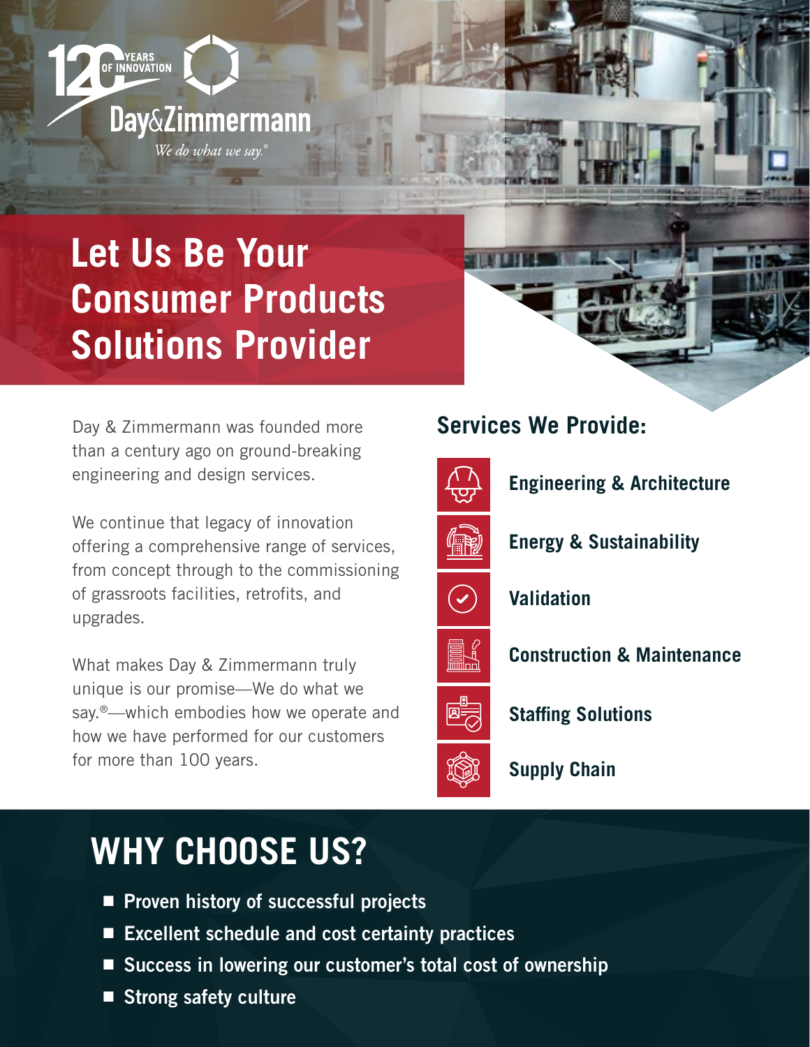120 YEARS OF INNOVATION

Day&Zimmermann

*We do what we say.®*

# Let Us Be Your Consumer Products Solutions Provider

Day & Zimmermann was founded more than a century ago on ground-breaking engineering and design services.

We continue that legacy of innovation offering a comprehensive range of services, from concept through to the commissioning of grassroots facilities, retrofits, and upgrades.

What makes Day & Zimmermann truly unique is our promise—We do what we say.®—which embodies how we operate and how we have performed for our customers for more than 100 years.

## Services We Provide:

- **Engineering & Architecture**
- **Energy & Sustainability**
- **Validation**
- **Construction & Maintenance**
- **Staffing Solutions**
- **Supply Chain**

## WHY CHOOSE US?

- **Proven history of successful projects**
- **Excellent schedule and cost certainty practices**
- **Success in lowering our customer's total cost of ownership**
- **Strong safety culture**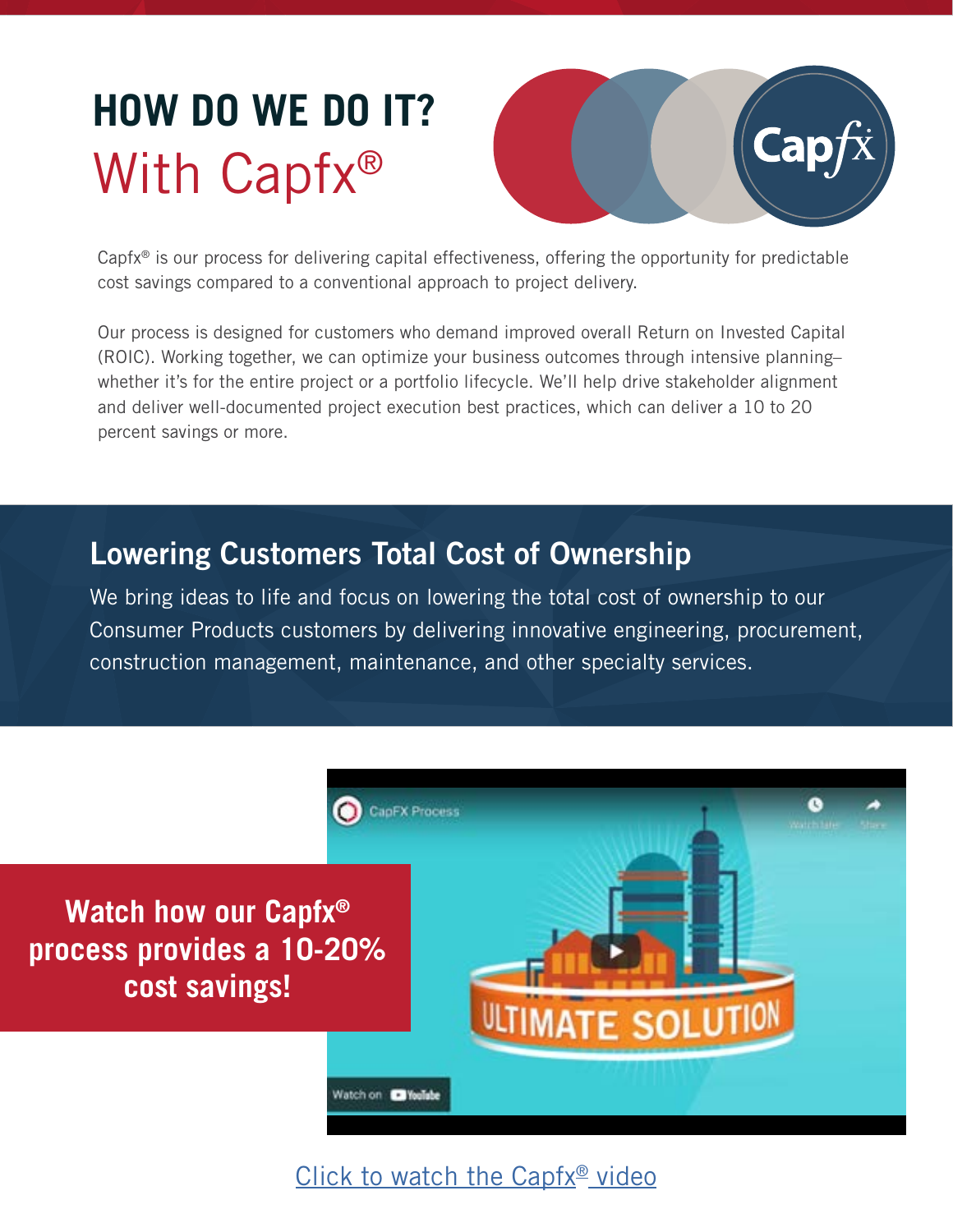# HOW DO WE DO IT?

## With Capfx®

Capfx® is our process for delivering capital effectiveness, offering the opportunity for predictable cost savings compared to a conventional approach to project delivery.

Our process is designed for customers who demand improved overall Return on Invested Capital (ROIC). Working together, we can optimize your business outcomes through intensive planning– whether it's for the entire project or a portfolio lifecycle. We'll help drive stakeholder alignment and deliver well-documented project execution best practices, which can deliver a 10 to 20 percent savings or more.

## Lowering Customers Total Cost of Ownership

We bring ideas to life and focus on lowering the total cost of ownership to our Consumer Products customers by delivering innovative engineering, procurement, construction management, maintenance, and other specialty services.

**Watch how our Capfx® process provides a 10-20% cost savings!**

Click to watch the Capfx® video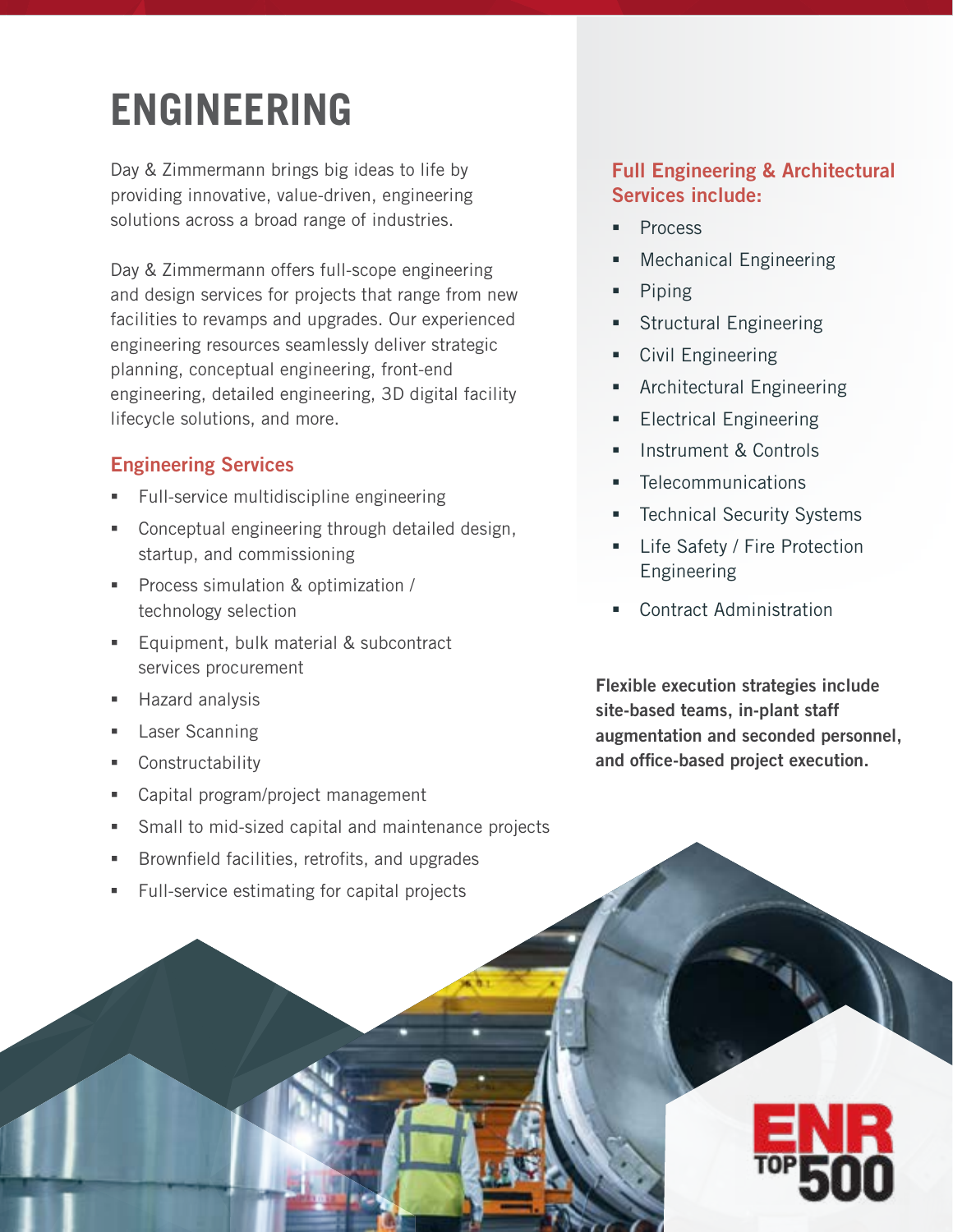# ENGINEERING

Day & Zimmermann brings big ideas to life by providing innovative, value-driven, engineering solutions across a broad range of industries.

Day & Zimmermann offers full-scope engineering and design services for projects that range from new facilities to revamps and upgrades. Our experienced engineering resources seamlessly deliver strategic planning, conceptual engineering, front-end engineering, detailed engineering, 3D digital facility lifecycle solutions, and more.

## Engineering Services

- Full-service multidiscipline engineering
- Conceptual engineering through detailed design, startup, and commissioning
- Process simulation & optimization / technology selection
- Equipment, bulk material & subcontract services procurement
- Hazard analysis
- Laser Scanning
- Constructability
- Capital program/project management
- Small to mid-sized capital and maintenance projects
- Brownfield facilities, retrofits, and upgrades
- Full-service estimating for capital projects

## Full Engineering & Architectural Services include:

- Process
- Mechanical Engineering
- Piping
- Structural Engineering
- Civil Engineering
- Architectural Engineering
- Electrical Engineering
- Instrument & Controls
- Telecommunications
- Technical Security Systems
- Life Safety / Fire Protection Engineering
- Contract Administration

**Flexible execution strategies include site-based teams, in-plant staff augmentation and seconded personnel, and office-based project execution.**

ENR TOP 500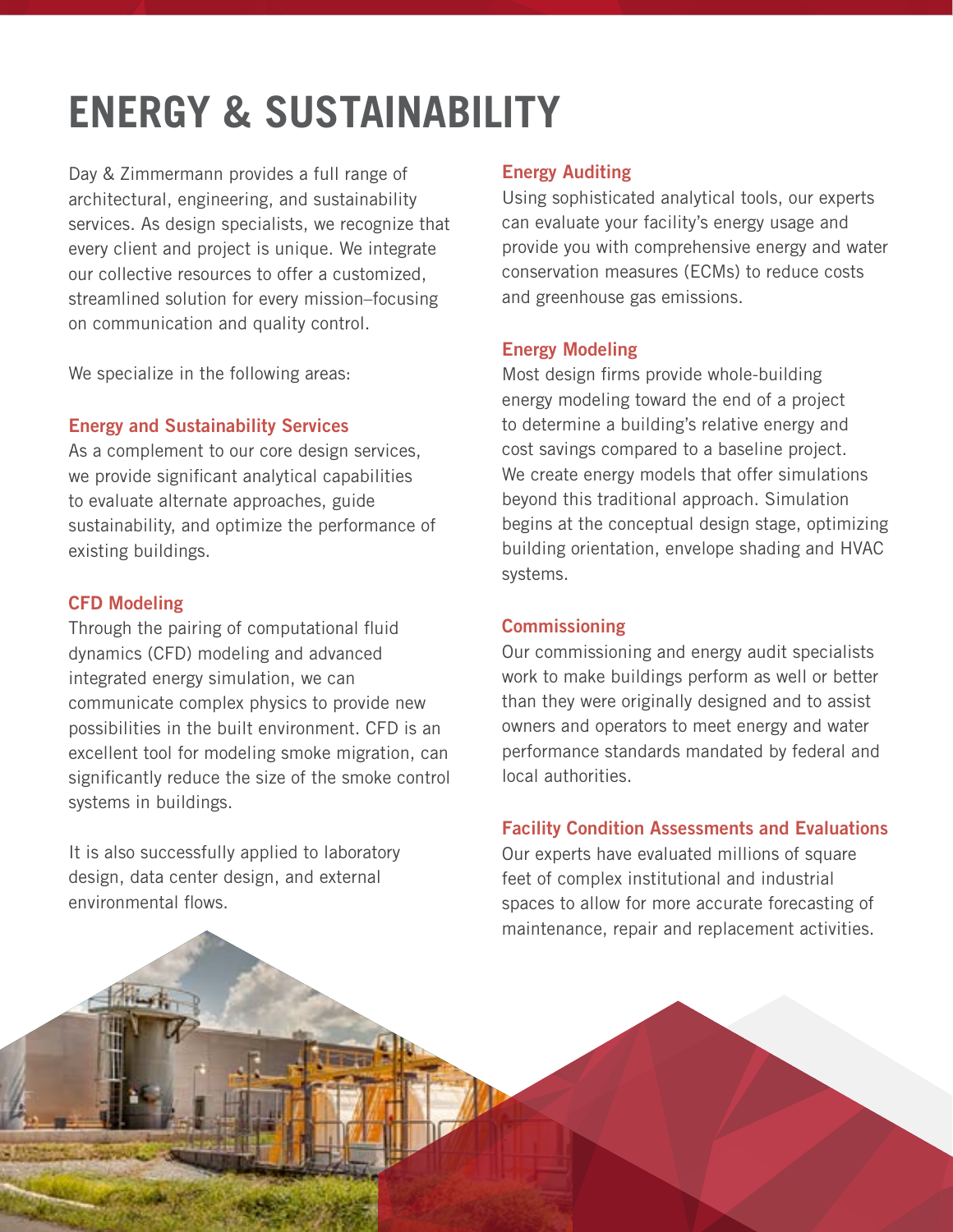# ENERGY & SUSTAINABILITY

Day & Zimmermann provides a full range of architectural, engineering, and sustainability services. As design specialists, we recognize that every client and project is unique. We integrate our collective resources to offer a customized, streamlined solution for every mission–focusing on communication and quality control.

We specialize in the following areas:

## Energy and Sustainability Services

As a complement to our core design services, we provide significant analytical capabilities to evaluate alternate approaches, guide sustainability, and optimize the performance of existing buildings.

## CFD Modeling

Through the pairing of computational fluid dynamics (CFD) modeling and advanced integrated energy simulation, we can communicate complex physics to provide new possibilities in the built environment. CFD is an excellent tool for modeling smoke migration, can significantly reduce the size of the smoke control systems in buildings.

It is also successfully applied to laboratory design, data center design, and external environmental flows.

## Energy Auditing

Using sophisticated analytical tools, our experts can evaluate your facility's energy usage and provide you with comprehensive energy and water conservation measures (ECMs) to reduce costs and greenhouse gas emissions.

## Energy Modeling

Most design firms provide whole-building energy modeling toward the end of a project to determine a building's relative energy and cost savings compared to a baseline project. We create energy models that offer simulations beyond this traditional approach. Simulation begins at the conceptual design stage, optimizing building orientation, envelope shading and HVAC systems.

## Commissioning

Our commissioning and energy audit specialists work to make buildings perform as well or better than they were originally designed and to assist owners and operators to meet energy and water performance standards mandated by federal and local authorities.

## Facility Condition Assessments and Evaluations

Our experts have evaluated millions of square feet of complex institutional and industrial spaces to allow for more accurate forecasting of maintenance, repair and replacement activities.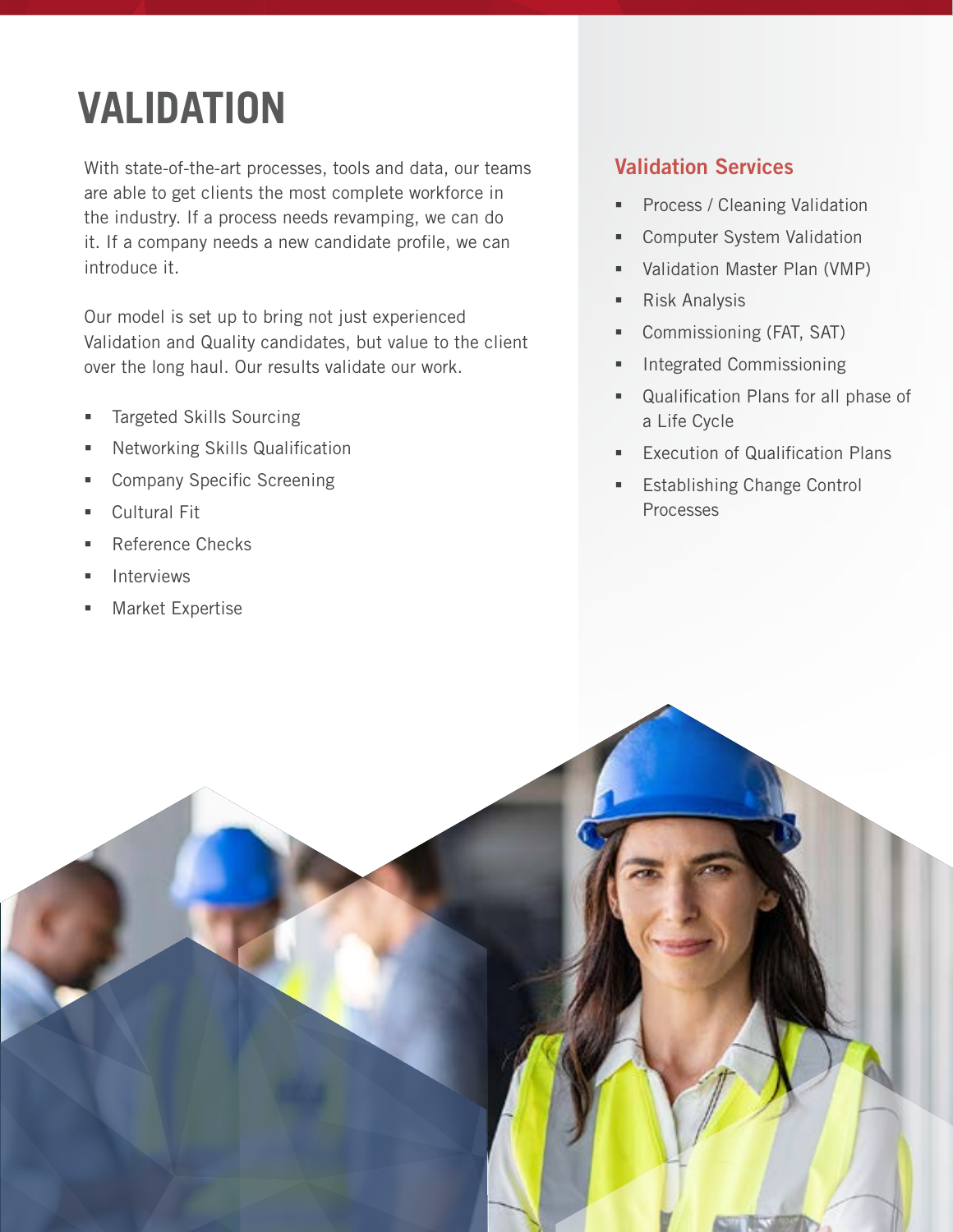# VALIDATION

With state-of-the-art processes, tools and data, our teams are able to get clients the most complete workforce in the industry. If a process needs revamping, we can do it. If a company needs a new candidate profile, we can introduce it.

Our model is set up to bring not just experienced Validation and Quality candidates, but value to the client over the long haul. Our results validate our work.

- Targeted Skills Sourcing
- Networking Skills Qualification
- Company Specific Screening
- Cultural Fit
- Reference Checks
- Interviews
- Market Expertise

## Validation Services

- Process / Cleaning Validation
- Computer System Validation
- Validation Master Plan (VMP)
- Risk Analysis
- Commissioning (FAT, SAT)
- Integrated Commissioning
- Qualification Plans for all phase of a Life Cycle
- Execution of Qualification Plans
- Establishing Change Control Processes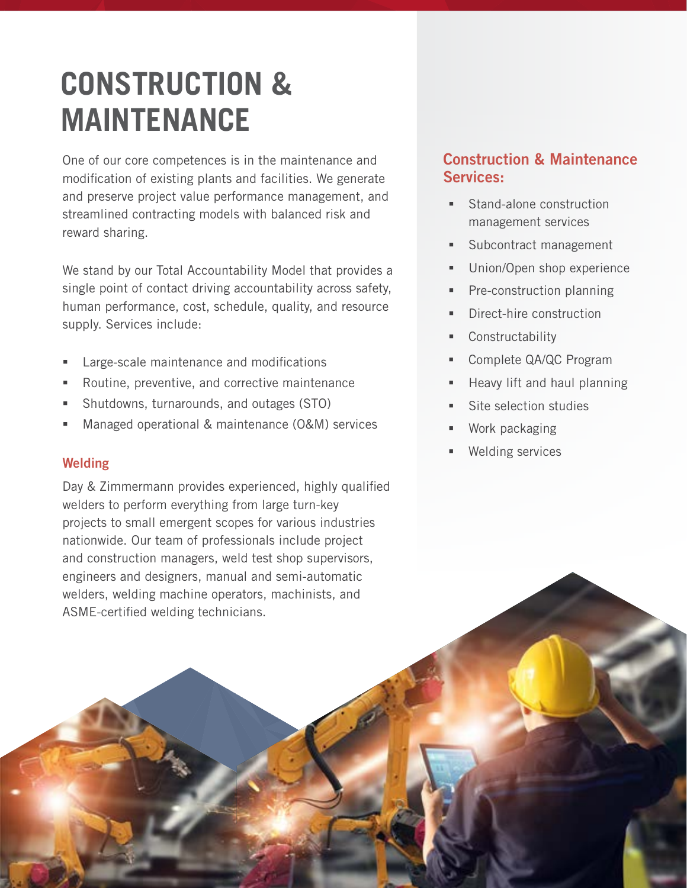# CONSTRUCTION & MAINTENANCE

One of our core competences is in the maintenance and modification of existing plants and facilities. We generate and preserve project value performance management, and streamlined contracting models with balanced risk and reward sharing.

We stand by our Total Accountability Model that provides a single point of contact driving accountability across safety, human performance, cost, schedule, quality, and resource supply. Services include:

- Large-scale maintenance and modifications
- Routine, preventive, and corrective maintenance
- Shutdowns, turnarounds, and outages (STO)
- Managed operational & maintenance (O&M) services

## Welding

Day & Zimmermann provides experienced, highly qualified welders to perform everything from large turn-key projects to small emergent scopes for various industries nationwide. Our team of professionals include project and construction managers, weld test shop supervisors, engineers and designers, manual and semi-automatic welders, welding machine operators, machinists, and ASME-certified welding technicians.

## Construction & Maintenance Services:

- Stand-alone construction management services
- Subcontract management
- Union/Open shop experience
- Pre-construction planning
- Direct-hire construction
- Constructability
- Complete QA/QC Program
- Heavy lift and haul planning
- Site selection studies
- Work packaging
- Welding services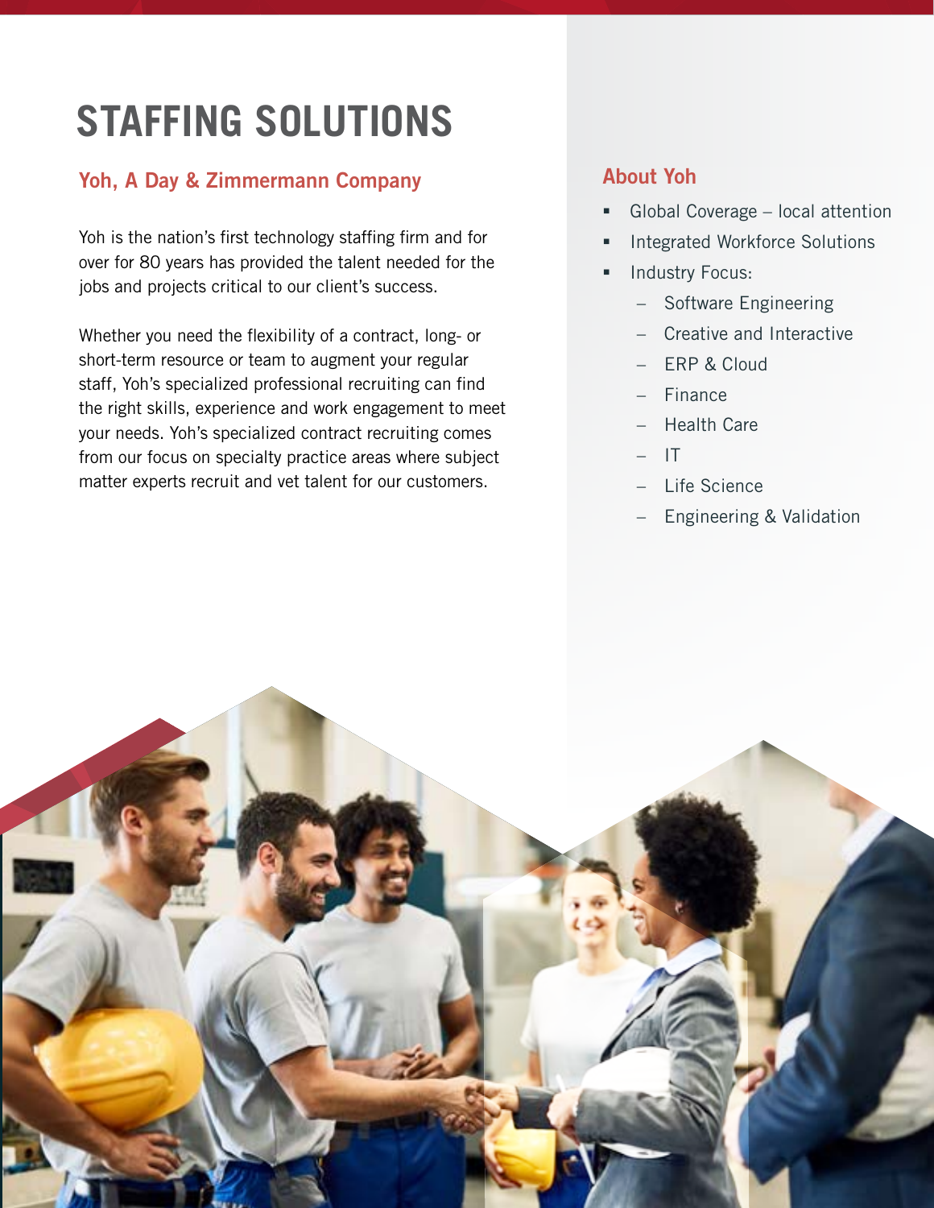# STAFFING SOLUTIONS

## Yoh, A Day & Zimmermann Company

Yoh is the nation's first technology staffing firm and for over for 80 years has provided the talent needed for the jobs and projects critical to our client's success.

Whether you need the flexibility of a contract, long- or short-term resource or team to augment your regular staff, Yoh's specialized professional recruiting can find the right skills, experience and work engagement to meet your needs. Yoh's specialized contract recruiting comes from our focus on specialty practice areas where subject matter experts recruit and vet talent for our customers.

## About Yoh

- Global Coverage – local attention
- Integrated Workforce Solutions
- Industry Focus:
  - Software Engineering
  - Creative and Interactive
  - ERP & Cloud
  - Finance
  - Health Care
  - IT
  - Life Science
  - Engineering & Validation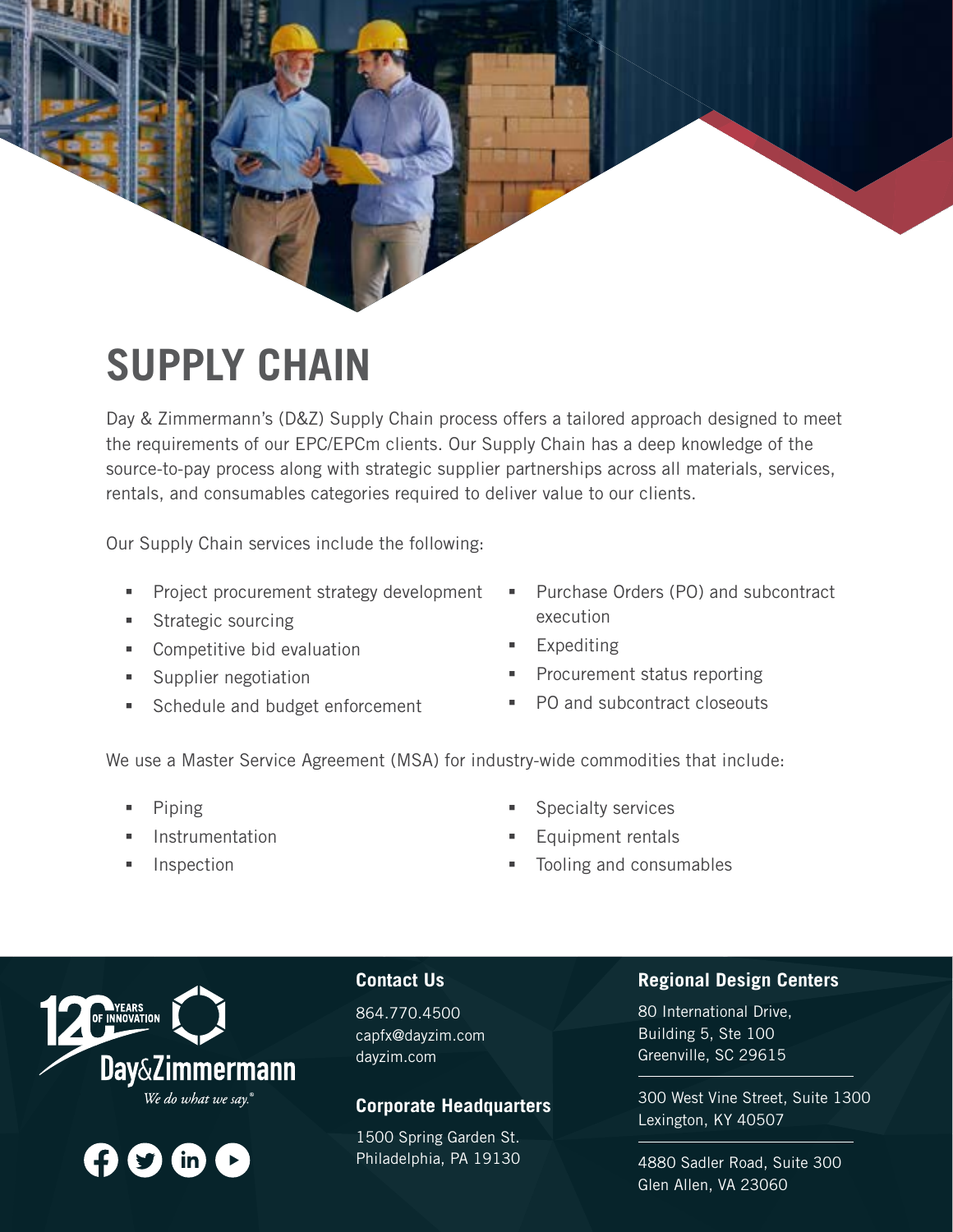# SUPPLY CHAIN

Day & Zimmermann's (D&Z) Supply Chain process offers a tailored approach designed to meet the requirements of our EPC/EPCm clients. Our Supply Chain has a deep knowledge of the source-to-pay process along with strategic supplier partnerships across all materials, services, rentals, and consumables categories required to deliver value to our clients.

Our Supply Chain services include the following:

- Project procurement strategy development
- Strategic sourcing
- Competitive bid evaluation
- Supplier negotiation
- Schedule and budget enforcement
- Purchase Orders (PO) and subcontract execution
- Expediting
- Procurement status reporting
- PO and subcontract closeouts

We use a Master Service Agreement (MSA) for industry-wide commodities that include:

- Piping
- Instrumentation
- Inspection
- Specialty services
- Equipment rentals
- Tooling and consumables

120 YEARS OF INNOVATION

Day&Zimmermann

*We do what we say.*®

## Contact Us

864.770.4500
capfx@dayzim.com
dayzim.com

## Corporate Headquarters

1500 Spring Garden St.
Philadelphia, PA 19130

## Regional Design Centers

80 International Drive,
Building 5, Ste 100
Greenville, SC 29615

300 West Vine Street, Suite 1300
Lexington, KY 40507

4880 Sadler Road, Suite 300
Glen Allen, VA 23060